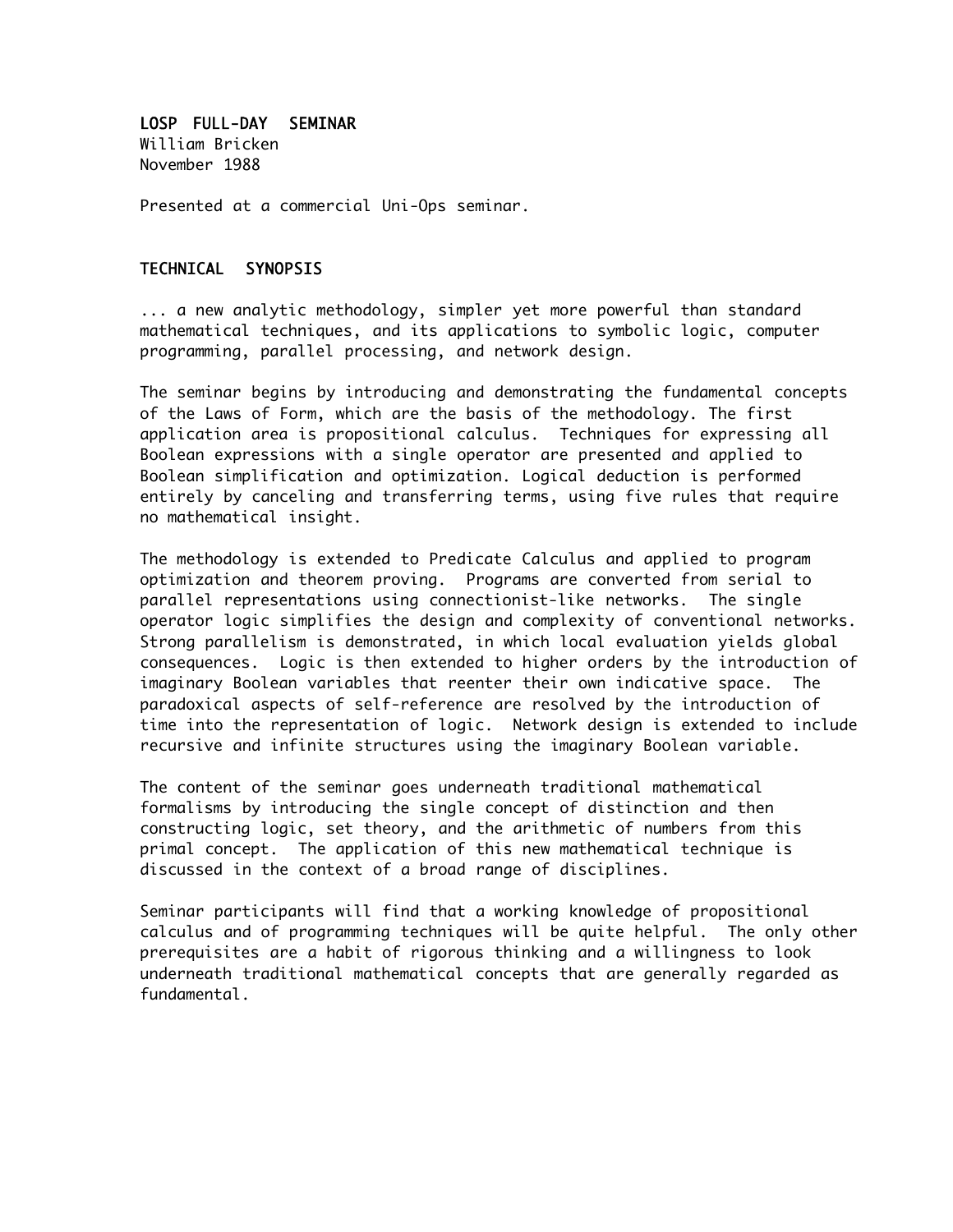## LOSP FULL-DAY SEMINAR

William Bricken
November 1988

Presented at a commercial Uni-Ops seminar.

## TECHNICAL SYNOPSIS

... a new analytic methodology, simpler yet more powerful than standard mathematical techniques, and its applications to symbolic logic, computer programming, parallel processing, and network design.

The seminar begins by introducing and demonstrating the fundamental concepts of the Laws of Form, which are the basis of the methodology. The first application area is propositional calculus. Techniques for expressing all Boolean expressions with a single operator are presented and applied to Boolean simplification and optimization. Logical deduction is performed entirely by canceling and transferring terms, using five rules that require no mathematical insight.

The methodology is extended to Predicate Calculus and applied to program optimization and theorem proving. Programs are converted from serial to parallel representations using connectionist-like networks. The single operator logic simplifies the design and complexity of conventional networks. Strong parallelism is demonstrated, in which local evaluation yields global consequences. Logic is then extended to higher orders by the introduction of imaginary Boolean variables that reenter their own indicative space. The paradoxical aspects of self-reference are resolved by the introduction of time into the representation of logic. Network design is extended to include recursive and infinite structures using the imaginary Boolean variable.

The content of the seminar goes underneath traditional mathematical formalisms by introducing the single concept of distinction and then constructing logic, set theory, and the arithmetic of numbers from this primal concept. The application of this new mathematical technique is discussed in the context of a broad range of disciplines.

Seminar participants will find that a working knowledge of propositional calculus and of programming techniques will be quite helpful. The only other prerequisites are a habit of rigorous thinking and a willingness to look underneath traditional mathematical concepts that are generally regarded as fundamental.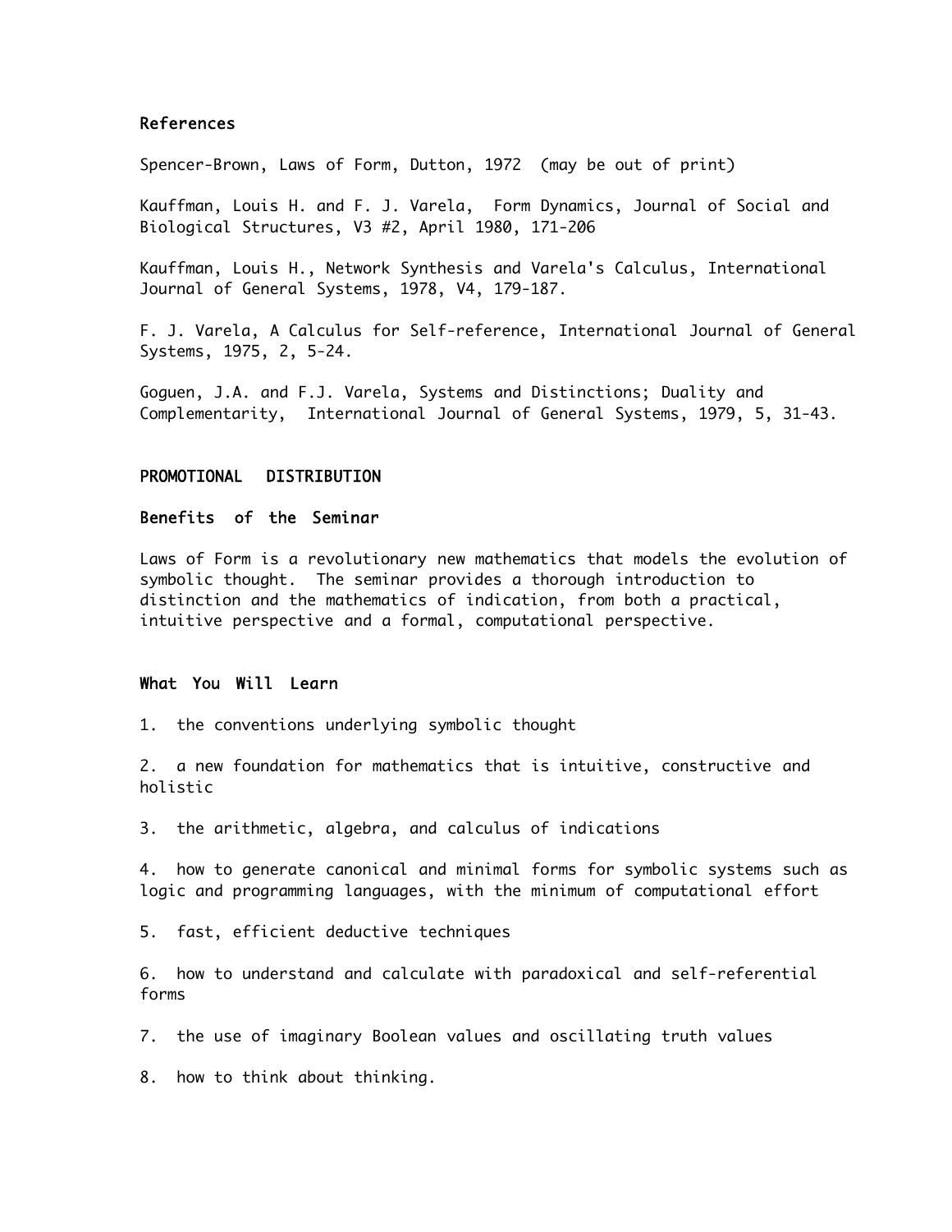## References

Spencer-Brown, Laws of Form, Dutton, 1972 (may be out of print)

Kauffman, Louis H. and F. J. Varela, Form Dynamics, Journal of Social and Biological Structures, V3 #2, April 1980, 171-206

Kauffman, Louis H., Network Synthesis and Varela's Calculus, International Journal of General Systems, 1978, V4, 179-187.

F. J. Varela, A Calculus for Self-reference, International Journal of General Systems, 1975, 2, 5-24.

Goguen, J.A. and F.J. Varela, Systems and Distinctions; Duality and Complementarity, International Journal of General Systems, 1979, 5, 31-43.

## PROMOTIONAL DISTRIBUTION

### Benefits of the Seminar

Laws of Form is a revolutionary new mathematics that models the evolution of symbolic thought. The seminar provides a thorough introduction to distinction and the mathematics of indication, from both a practical, intuitive perspective and a formal, computational perspective.

### What You Will Learn

1. the conventions underlying symbolic thought

2. a new foundation for mathematics that is intuitive, constructive and holistic

3. the arithmetic, algebra, and calculus of indications

4. how to generate canonical and minimal forms for symbolic systems such as logic and programming languages, with the minimum of computational effort

5. fast, efficient deductive techniques

6. how to understand and calculate with paradoxical and self-referential forms

7. the use of imaginary Boolean values and oscillating truth values

8. how to think about thinking.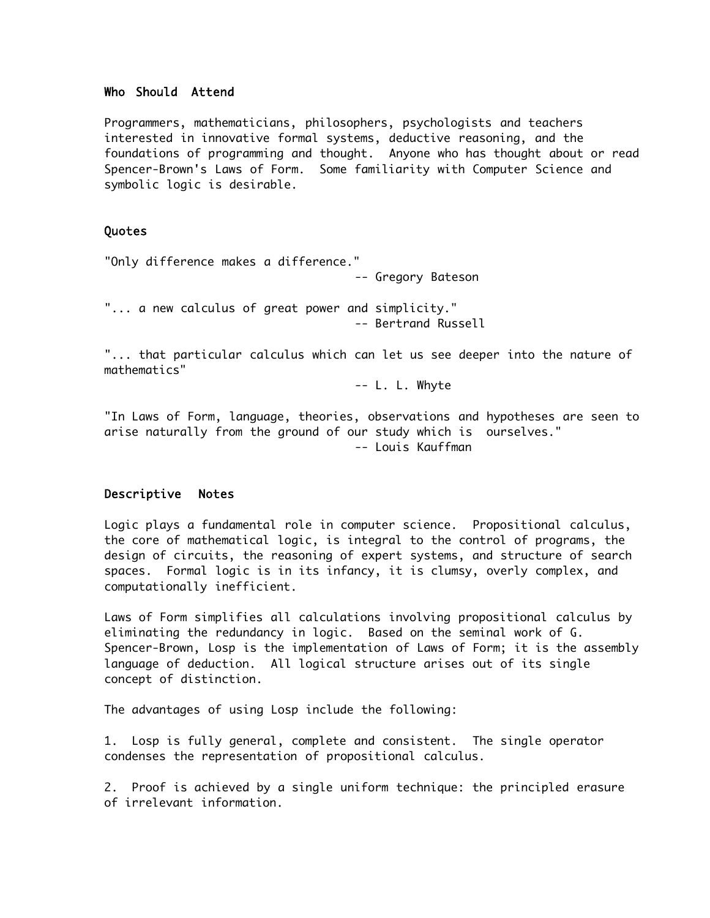### Who Should Attend

Programmers, mathematicians, philosophers, psychologists and teachers interested in innovative formal systems, deductive reasoning, and the foundations of programming and thought. Anyone who has thought about or read Spencer-Brown's Laws of Form. Some familiarity with Computer Science and symbolic logic is desirable.

### Quotes

"Only difference makes a difference."
-- Gregory Bateson

"... a new calculus of great power and simplicity."
-- Bertrand Russell

"... that particular calculus which can let us see deeper into the nature of mathematics"
-- L. L. Whyte

"In Laws of Form, language, theories, observations and hypotheses are seen to arise naturally from the ground of our study which is ourselves."
-- Louis Kauffman

### Descriptive Notes

Logic plays a fundamental role in computer science. Propositional calculus, the core of mathematical logic, is integral to the control of programs, the design of circuits, the reasoning of expert systems, and structure of search spaces. Formal logic is in its infancy, it is clumsy, overly complex, and computationally inefficient.

Laws of Form simplifies all calculations involving propositional calculus by eliminating the redundancy in logic. Based on the seminal work of G. Spencer-Brown, Losp is the implementation of Laws of Form; it is the assembly language of deduction. All logical structure arises out of its single concept of distinction.

The advantages of using Losp include the following:

1. Losp is fully general, complete and consistent. The single operator condenses the representation of propositional calculus.

2. Proof is achieved by a single uniform technique: the principled erasure of irrelevant information.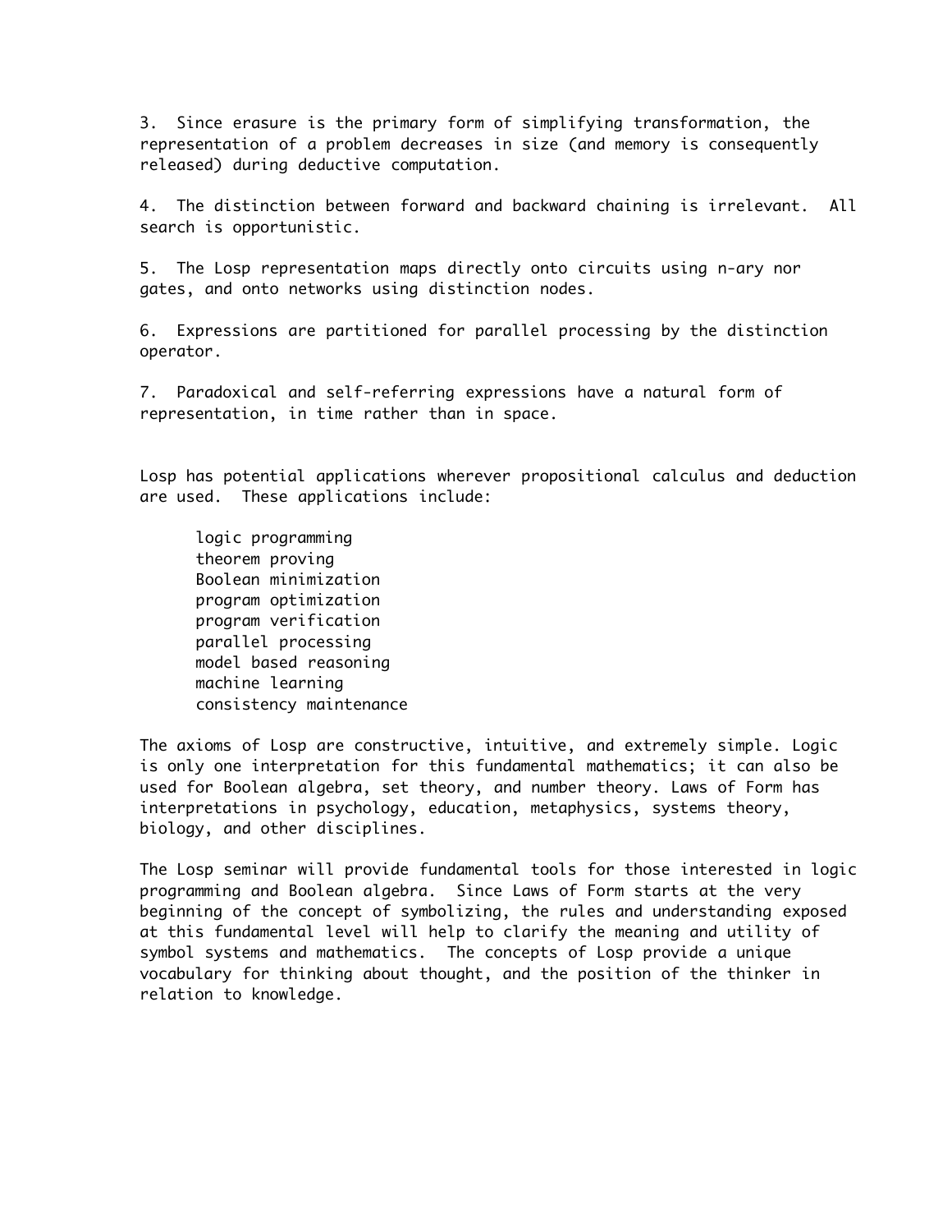3. Since erasure is the primary form of simplifying transformation, the representation of a problem decreases in size (and memory is consequently released) during deductive computation.

4. The distinction between forward and backward chaining is irrelevant. All search is opportunistic.

5. The Losp representation maps directly onto circuits using n-ary nor gates, and onto networks using distinction nodes.

6. Expressions are partitioned for parallel processing by the distinction operator.

7. Paradoxical and self-referring expressions have a natural form of representation, in time rather than in space.

Losp has potential applications wherever propositional calculus and deduction are used. These applications include:

- logic programming
- theorem proving
- Boolean minimization
- program optimization
- program verification
- parallel processing
- model based reasoning
- machine learning
- consistency maintenance

The axioms of Losp are constructive, intuitive, and extremely simple. Logic is only one interpretation for this fundamental mathematics; it can also be used for Boolean algebra, set theory, and number theory. Laws of Form has interpretations in psychology, education, metaphysics, systems theory, biology, and other disciplines.

The Losp seminar will provide fundamental tools for those interested in logic programming and Boolean algebra. Since Laws of Form starts at the very beginning of the concept of symbolizing, the rules and understanding exposed at this fundamental level will help to clarify the meaning and utility of symbol systems and mathematics. The concepts of Losp provide a unique vocabulary for thinking about thought, and the position of the thinker in relation to knowledge.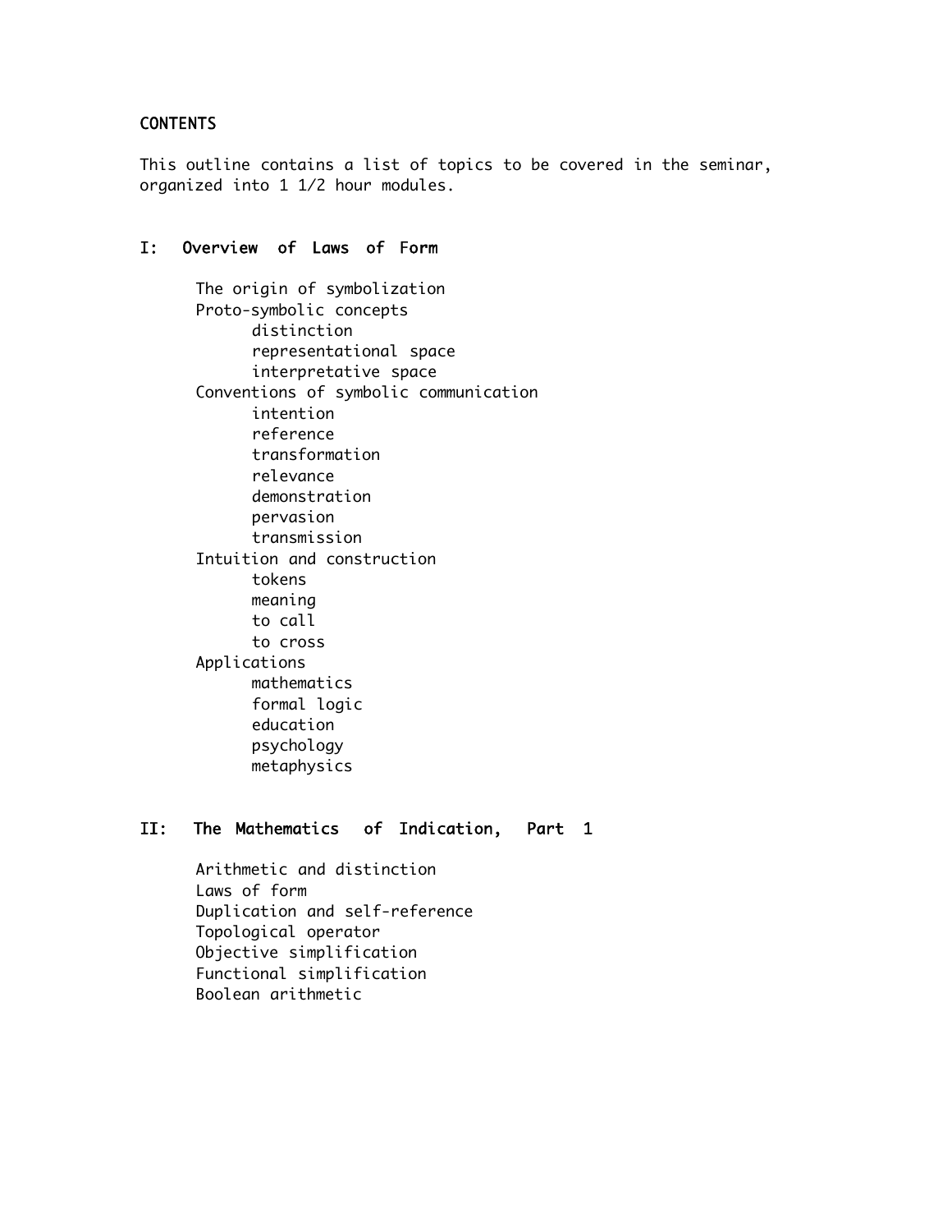## CONTENTS

This outline contains a list of topics to be covered in the seminar, organized into 1 1/2 hour modules.

### I: Overview of Laws of Form

- The origin of symbolization
- Proto-symbolic concepts
  - distinction
  - representational space
  - interpretative space
- Conventions of symbolic communication
  - intention
  - reference
  - transformation
  - relevance
  - demonstration
  - pervasion
  - transmission
- Intuition and construction
  - tokens
  - meaning
  - to call
  - to cross
- Applications
  - mathematics
  - formal logic
  - education
  - psychology
  - metaphysics

### II: The Mathematics of Indication, Part 1

- Arithmetic and distinction
- Laws of form
- Duplication and self-reference
- Topological operator
- Objective simplification
- Functional simplification
- Boolean arithmetic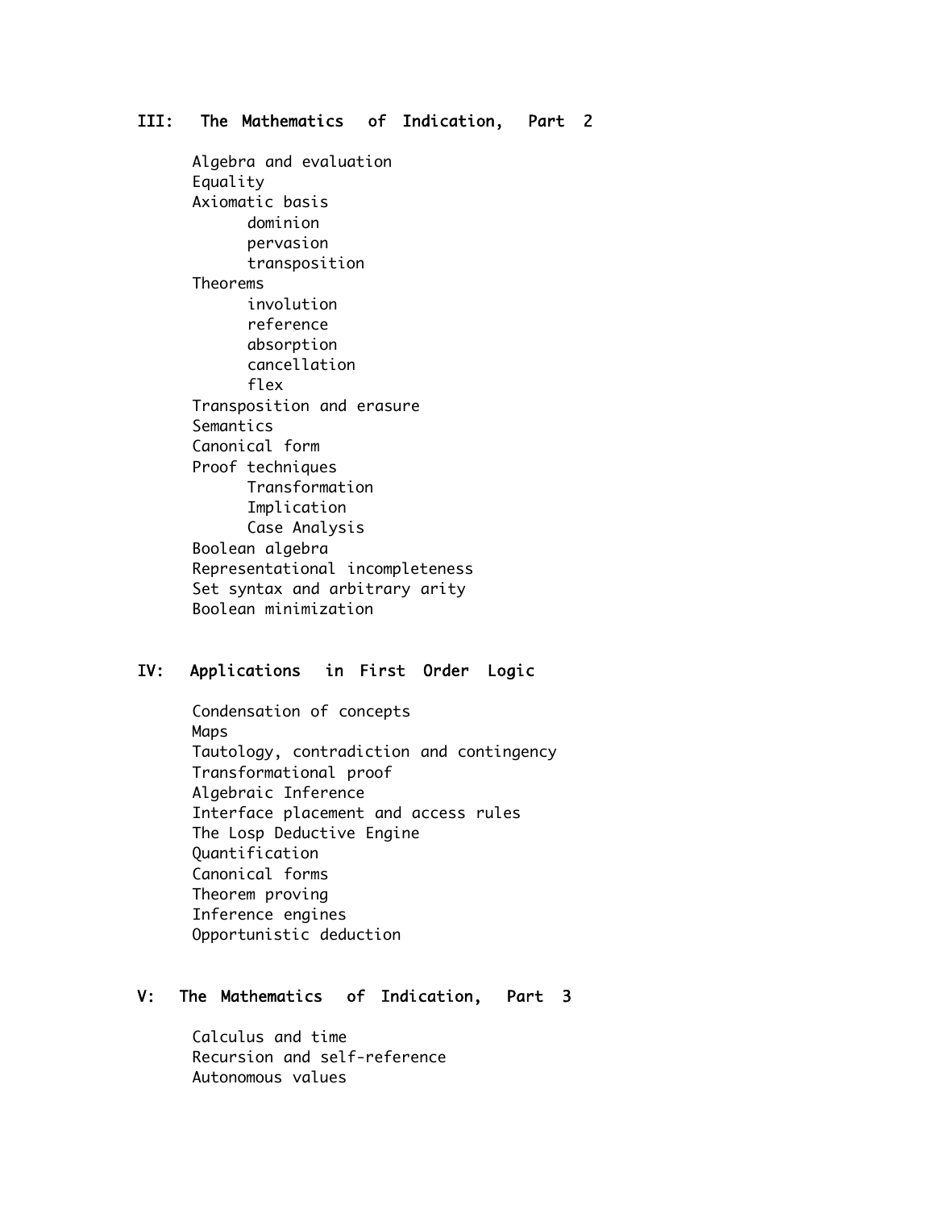## III: The Mathematics of Indication, Part 2

- Algebra and evaluation
- Equality
- Axiomatic basis
  - dominion
  - pervasion
  - transposition
- Theorems
  - involution
  - reference
  - absorption
  - cancellation
  - flex
- Transposition and erasure
- Semantics
- Canonical form
- Proof techniques
  - Transformation
  - Implication
  - Case Analysis
- Boolean algebra
- Representational incompleteness
- Set syntax and arbitrary arity
- Boolean minimization

## IV: Applications in First Order Logic

- Condensation of concepts
- Maps
- Tautology, contradiction and contingency
- Transformational proof
- Algebraic Inference
- Interface placement and access rules
- The Losp Deductive Engine
- Quantification
- Canonical forms
- Theorem proving
- Inference engines
- Opportunistic deduction

## V: The Mathematics of Indication, Part 3

- Calculus and time
- Recursion and self-reference
- Autonomous values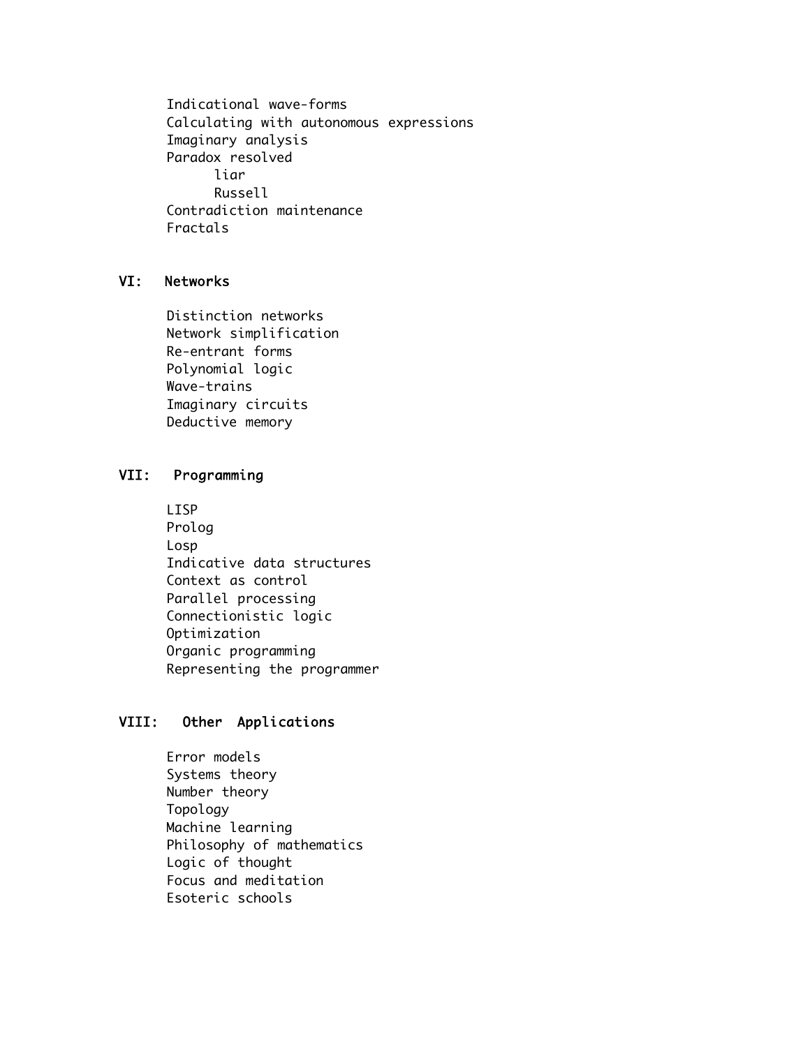- Indicational wave-forms
- Calculating with autonomous expressions
- Imaginary analysis
- Paradox resolved
    - liar
    - Russell
- Contradiction maintenance
- Fractals

## VI: Networks

- Distinction networks
- Network simplification
- Re-entrant forms
- Polynomial logic
- Wave-trains
- Imaginary circuits
- Deductive memory

## VII: Programming

- LISP
- Prolog
- Losp
- Indicative data structures
- Context as control
- Parallel processing
- Connectionistic logic
- Optimization
- Organic programming
- Representing the programmer

## VIII: Other Applications

- Error models
- Systems theory
- Number theory
- Topology
- Machine learning
- Philosophy of mathematics
- Logic of thought
- Focus and meditation
- Esoteric schools